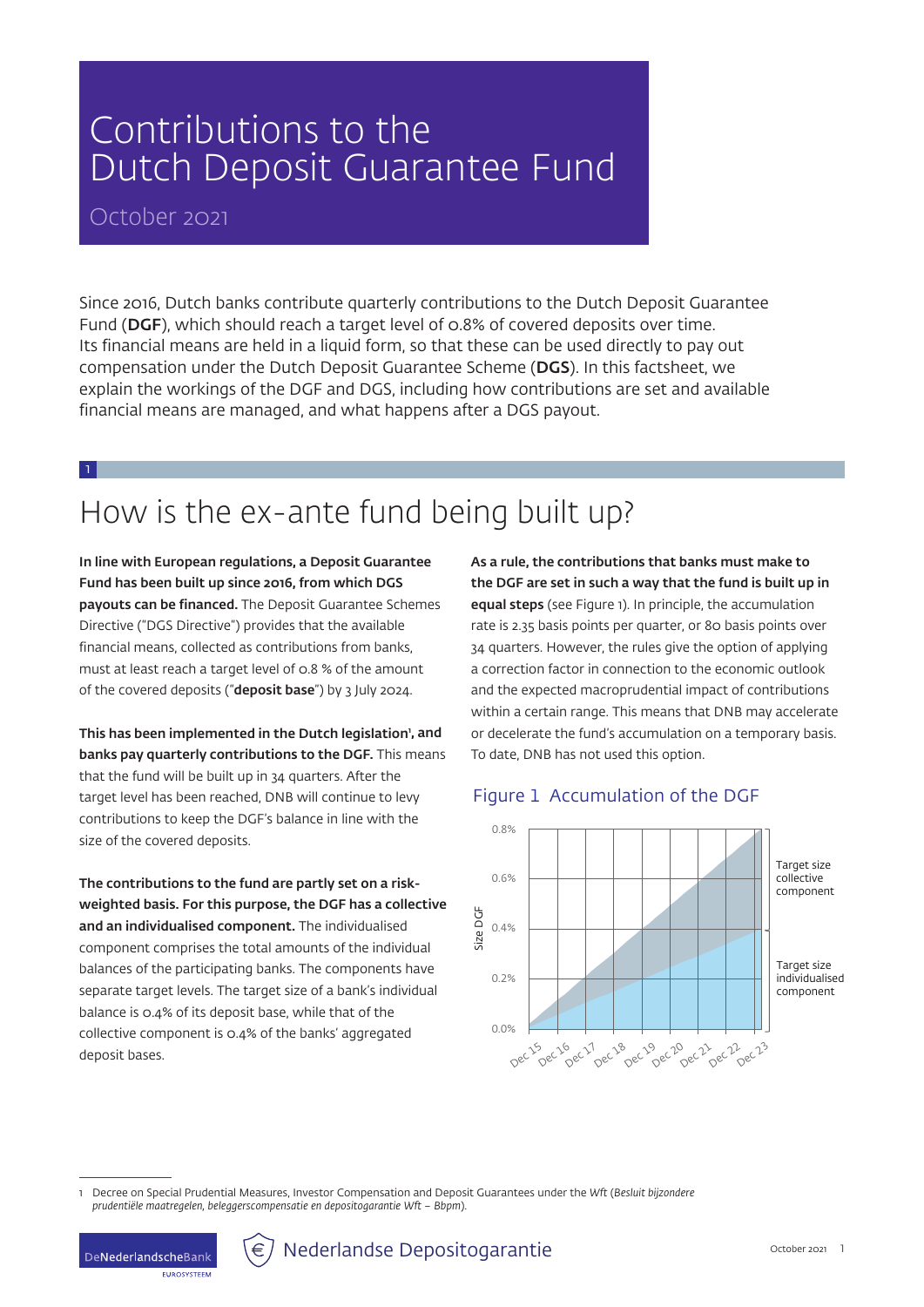# Contributions to the Dutch Deposit Guarantee Fund

October 2021

Since 2016, Dutch banks contribute quarterly contributions to the Dutch Deposit Guarantee Fund (**DGF**), which should reach a target level of 0.8% of covered deposits over time. Its financial means are held in a liquid form, so that these can be used directly to pay out compensation under the Dutch Deposit Guarantee Scheme (**DGS**). In this factsheet, we explain the workings of the DGF and DGS, including how contributions are set and available financial means are managed, and what happens after a DGS payout.

## 1 How is the ex-ante fund being built up?

**In line with European regulations, a Deposit Guarantee Fund has been built up since 2016, from which DGS payouts can be financed.** The Deposit Guarantee Schemes Directive ("DGS Directive") provides that the available financial means, collected as contributions from banks, must at least reach a target level of 0.8 % of the amount of the covered deposits ("**deposit base**") by 3 July 2024.

**This has been implemented in the Dutch legislation[1], and banks pay quarterly contributions to the DGF.** This means that the fund will be built up in 34 quarters. After the target level has been reached, DNB will continue to levy contributions to keep the DGF's balance in line with the size of the covered deposits.

**The contributions to the fund are partly set on a risk-weighted basis. For this purpose, the DGF has a collective and an individualised component.** The individualised component comprises the total amounts of the individual balances of the participating banks. The components have separate target levels. The target size of a bank's individual balance is 0.4% of its deposit base, while that of the collective component is 0.4% of the banks' aggregated deposit bases.

**As a rule, the contributions that banks must make to the DGF are set in such a way that the fund is built up in equal steps** (see Figure 1). In principle, the accumulation rate is 2.35 basis points per quarter, or 80 basis points over 34 quarters. However, the rules give the option of applying a correction factor in connection to the economic outlook and the expected macroprudential impact of contributions within a certain range. This means that DNB may accelerate or decelerate the fund's accumulation on a temporary basis. To date, DNB has not used this option.

### Figure 1 Accumulation of the DGF

Size DGF: 0.0%, 0.2%, 0.4%, 0.6%, 0.8%

Dec 15, Dec 16, Dec 17, Dec 18, Dec 19, Dec 20, Dec 21, Dec 22, Dec 23

Target size collective component

Target size individualised component

1 Decree on Special Prudential Measures, Investor Compensation and Deposit Guarantees under the *Wft* (*Besluit bijzondere prudentiële maatregelen, beleggerscompensatie en depositogarantie Wft – Bbpm*).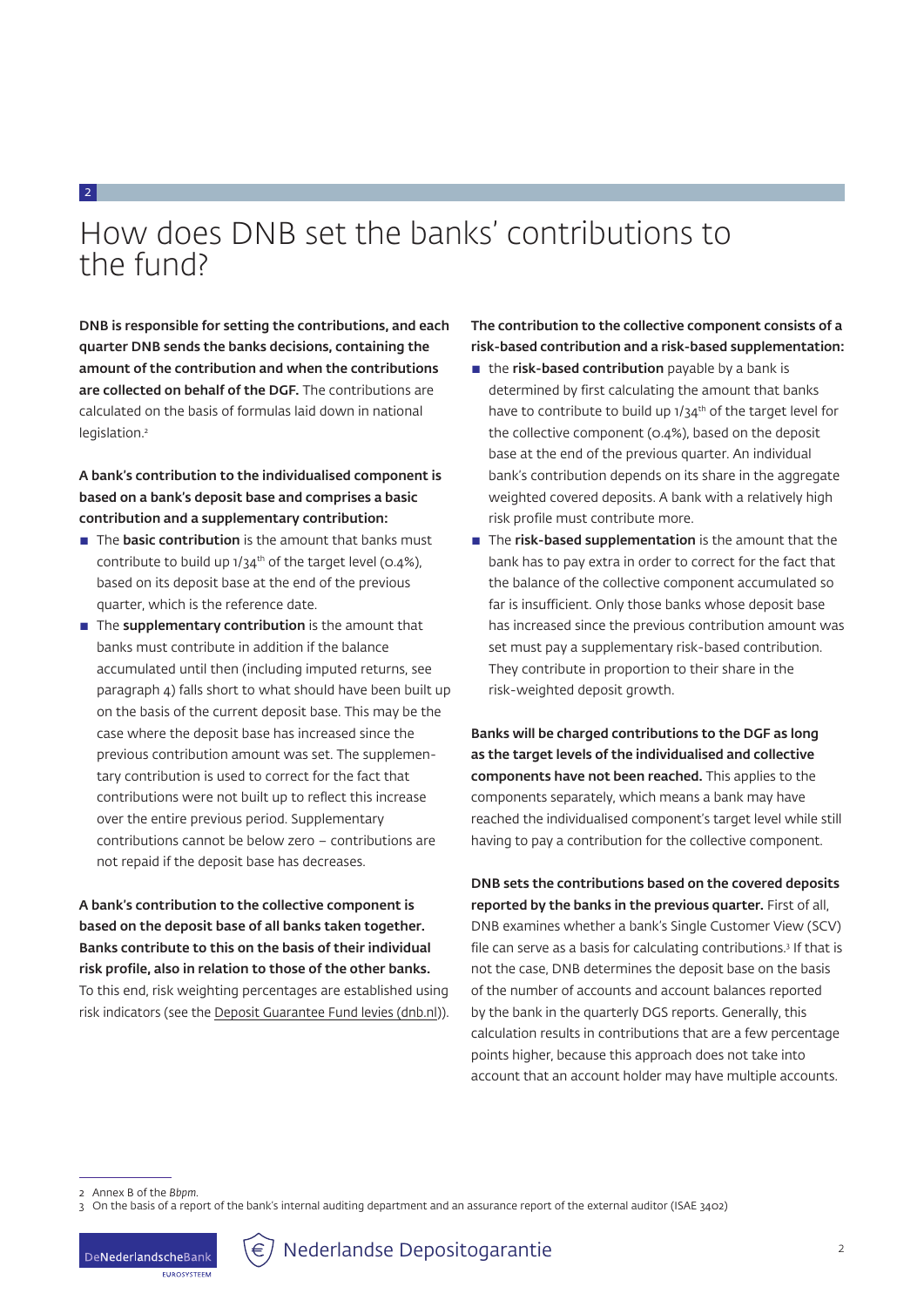## 2 How does DNB set the banks' contributions to the fund?

**DNB is responsible for setting the contributions, and each quarter DNB sends the banks decisions, containing the amount of the contribution and when the contributions are collected on behalf of the DGF.** The contributions are calculated on the basis of formulas laid down in national legislation.[2]

**A bank's contribution to the individualised component is based on a bank's deposit base and comprises a basic contribution and a supplementary contribution:**

- The **basic contribution** is the amount that banks must contribute to build up 1/34th of the target level (0.4%), based on its deposit base at the end of the previous quarter, which is the reference date.
- The **supplementary contribution** is the amount that banks must contribute in addition if the balance accumulated until then (including imputed returns, see paragraph 4) falls short to what should have been built up on the basis of the current deposit base. This may be the case where the deposit base has increased since the previous contribution amount was set. The supplementary contribution is used to correct for the fact that contributions were not built up to reflect this increase over the entire previous period. Supplementary contributions cannot be below zero – contributions are not repaid if the deposit base has decreases.

**A bank's contribution to the collective component is based on the deposit base of all banks taken together. Banks contribute to this on the basis of their individual risk profile, also in relation to those of the other banks.** To this end, risk weighting percentages are established using risk indicators (see the Deposit Guarantee Fund levies (dnb.nl)).

**The contribution to the collective component consists of a risk-based contribution and a risk-based supplementation:**

- the **risk-based contribution** payable by a bank is determined by first calculating the amount that banks have to contribute to build up 1/34th of the target level for the collective component (0.4%), based on the deposit base at the end of the previous quarter. An individual bank's contribution depends on its share in the aggregate weighted covered deposits. A bank with a relatively high risk profile must contribute more.
- The **risk-based supplementation** is the amount that the bank has to pay extra in order to correct for the fact that the balance of the collective component accumulated so far is insufficient. Only those banks whose deposit base has increased since the previous contribution amount was set must pay a supplementary risk-based contribution. They contribute in proportion to their share in the risk-weighted deposit growth.

**Banks will be charged contributions to the DGF as long as the target levels of the individualised and collective components have not been reached.** This applies to the components separately, which means a bank may have reached the individualised component's target level while still having to pay a contribution for the collective component.

**DNB sets the contributions based on the covered deposits reported by the banks in the previous quarter.** First of all, DNB examines whether a bank's Single Customer View (SCV) file can serve as a basis for calculating contributions.[3] If that is not the case, DNB determines the deposit base on the basis of the number of accounts and account balances reported by the bank in the quarterly DGS reports. Generally, this calculation results in contributions that are a few percentage points higher, because this approach does not take into account that an account holder may have multiple accounts.

---

2 Annex B of the *Bbpm*.

3 On the basis of a report of the bank's internal auditing department and an assurance report of the external auditor (ISAE 3402)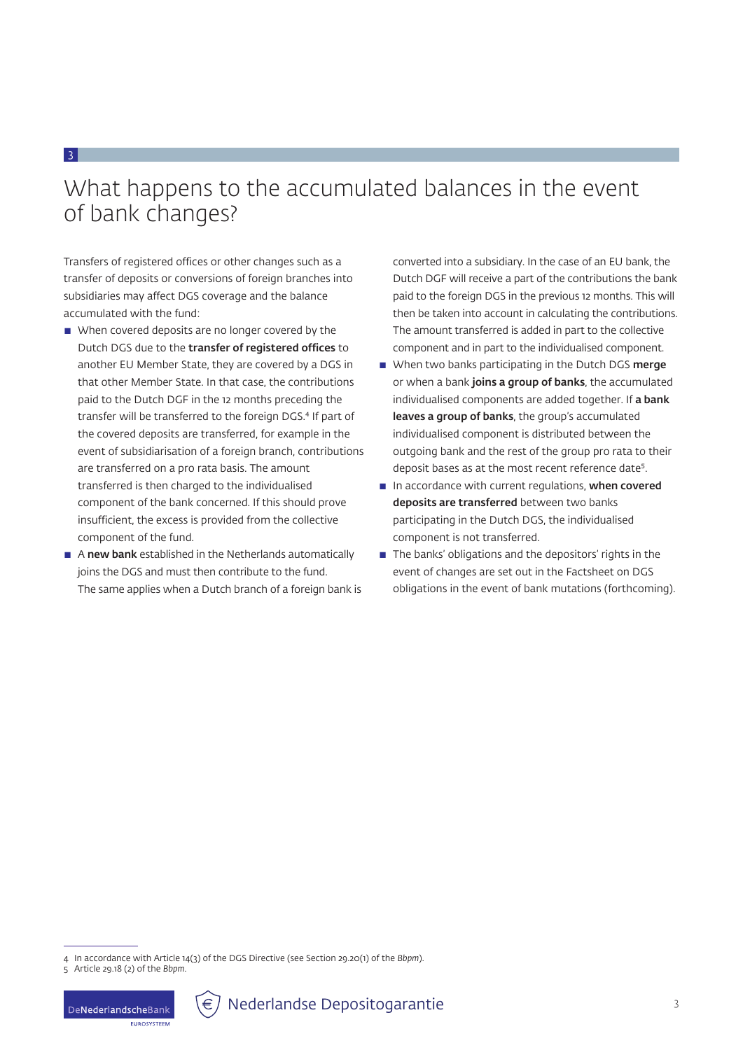# 3 What happens to the accumulated balances in the event of bank changes?

Transfers of registered offices or other changes such as a transfer of deposits or conversions of foreign branches into subsidiaries may affect DGS coverage and the balance accumulated with the fund:

- When covered deposits are no longer covered by the Dutch DGS due to the **transfer of registered offices** to another EU Member State, they are covered by a DGS in that other Member State. In that case, the contributions paid to the Dutch DGF in the 12 months preceding the transfer will be transferred to the foreign DGS.[4] If part of the covered deposits are transferred, for example in the event of subsidiarisation of a foreign branch, contributions are transferred on a pro rata basis. The amount transferred is then charged to the individualised component of the bank concerned. If this should prove insufficient, the excess is provided from the collective component of the fund.
- A **new bank** established in the Netherlands automatically joins the DGS and must then contribute to the fund. The same applies when a Dutch branch of a foreign bank is converted into a subsidiary. In the case of an EU bank, the Dutch DGF will receive a part of the contributions the bank paid to the foreign DGS in the previous 12 months. This will then be taken into account in calculating the contributions. The amount transferred is added in part to the collective component and in part to the individualised component.
- When two banks participating in the Dutch DGS **merge** or when a bank **joins a group of banks**, the accumulated individualised components are added together. If **a bank leaves a group of banks**, the group's accumulated individualised component is distributed between the outgoing bank and the rest of the group pro rata to their deposit bases as at the most recent reference date[5].
- In accordance with current regulations, **when covered deposits are transferred** between two banks participating in the Dutch DGS, the individualised component is not transferred.
- The banks' obligations and the depositors' rights in the event of changes are set out in the Factsheet on DGS obligations in the event of bank mutations (forthcoming).

4 In accordance with Article 14(3) of the DGS Directive (see Section 29.20(1) of the *Bbpm*).
5 Article 29.18 (2) of the *Bbpm*.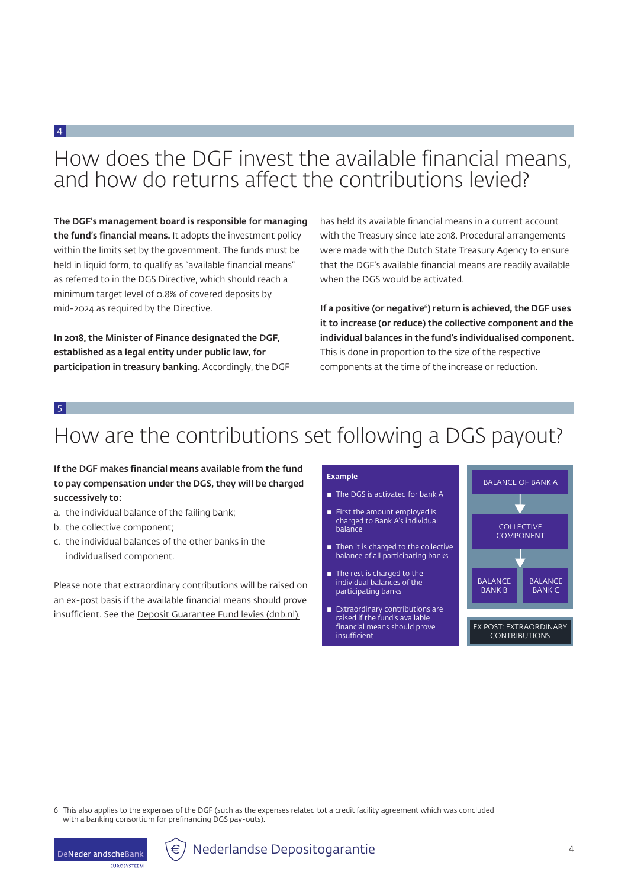## 4 How does the DGF invest the available financial means, and how do returns affect the contributions levied?

**The DGF's management board is responsible for managing the fund's financial means.** It adopts the investment policy within the limits set by the government. The funds must be held in liquid form, to qualify as "available financial means" as referred to in the DGS Directive, which should reach a minimum target level of 0.8% of covered deposits by mid-2024 as required by the Directive.

**In 2018, the Minister of Finance designated the DGF, established as a legal entity under public law, for participation in treasury banking.** Accordingly, the DGF has held its available financial means in a current account with the Treasury since late 2018. Procedural arrangements were made with the Dutch State Treasury Agency to ensure that the DGF's available financial means are readily available when the DGS would be activated.

**If a positive (or negative[6]) return is achieved, the DGF uses it to increase (or reduce) the collective component and the individual balances in the fund's individualised component.** This is done in proportion to the size of the respective components at the time of the increase or reduction.

## 5 How are the contributions set following a DGS payout?

**If the DGF makes financial means available from the fund to pay compensation under the DGS, they will be charged successively to:**

a. the individual balance of the failing bank;
b. the collective component;
c. the individual balances of the other banks in the individualised component.

Please note that extraordinary contributions will be raised on an ex-post basis if the available financial means should prove insufficient. See the Deposit Guarantee Fund levies (dnb.nl).

**Example**

- The DGS is activated for bank A
- First the amount employed is charged to Bank A's individual balance
- Then it is charged to the collective balance of all participating banks
- The rest is charged to the individual balances of the participating banks
- Extraordinary contributions are raised if the fund's available financial means should prove insufficient

BALANCE OF BANK A
↓
COLLECTIVE COMPONENT
↓
BALANCE BANK B | BALANCE BANK C

EX POST: EXTRAORDINARY CONTRIBUTIONS

---

6 This also applies to the expenses of the DGF (such as the expenses related tot a credit facility agreement which was concluded with a banking consortium for prefinancing DGS pay-outs).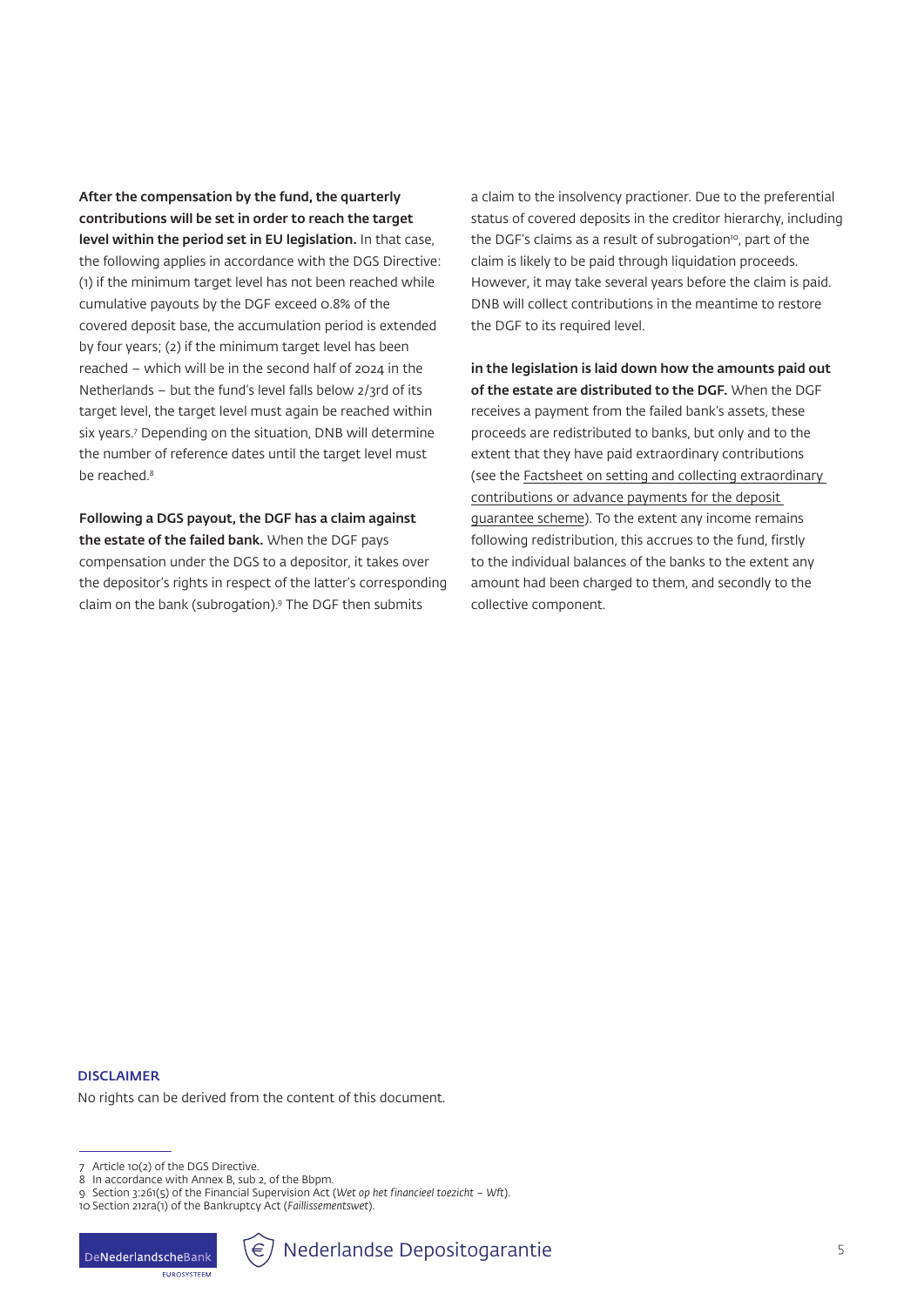**After the compensation by the fund, the quarterly contributions will be set in order to reach the target level within the period set in EU legislation.** In that case, the following applies in accordance with the DGS Directive: (1) if the minimum target level has not been reached while cumulative payouts by the DGF exceed 0.8% of the covered deposit base, the accumulation period is extended by four years; (2) if the minimum target level has been reached – which will be in the second half of 2024 in the Netherlands – but the fund's level falls below 2/3rd of its target level, the target level must again be reached within six years.[7] Depending on the situation, DNB will determine the number of reference dates until the target level must be reached.[8]

**Following a DGS payout, the DGF has a claim against the estate of the failed bank.** When the DGF pays compensation under the DGS to a depositor, it takes over the depositor's rights in respect of the latter's corresponding claim on the bank (subrogation).[9] The DGF then submits a claim to the insolvency practioner. Due to the preferential status of covered deposits in the creditor hierarchy, including the DGF's claims as a result of subrogation[10], part of the claim is likely to be paid through liquidation proceeds. However, it may take several years before the claim is paid. DNB will collect contributions in the meantime to restore the DGF to its required level.

**in the legislation is laid down how the amounts paid out of the estate are distributed to the DGF.** When the DGF receives a payment from the failed bank's assets, these proceeds are redistributed to banks, but only and to the extent that they have paid extraordinary contributions (see the Factsheet on setting and collecting extraordinary contributions or advance payments for the deposit guarantee scheme). To the extent any income remains following redistribution, this accrues to the fund, firstly to the individual balances of the banks to the extent any amount had been charged to them, and secondly to the collective component.

**DISCLAIMER**

No rights can be derived from the content of this document.

---

7 Article 10(2) of the DGS Directive.
8 In accordance with Annex B, sub 2, of the Bbpm.
9 Section 3:261(5) of the Financial Supervision Act (*Wet op het financieel toezicht – Wft*).
10 Section 212ra(1) of the Bankruptcy Act (*Faillissementswet*).